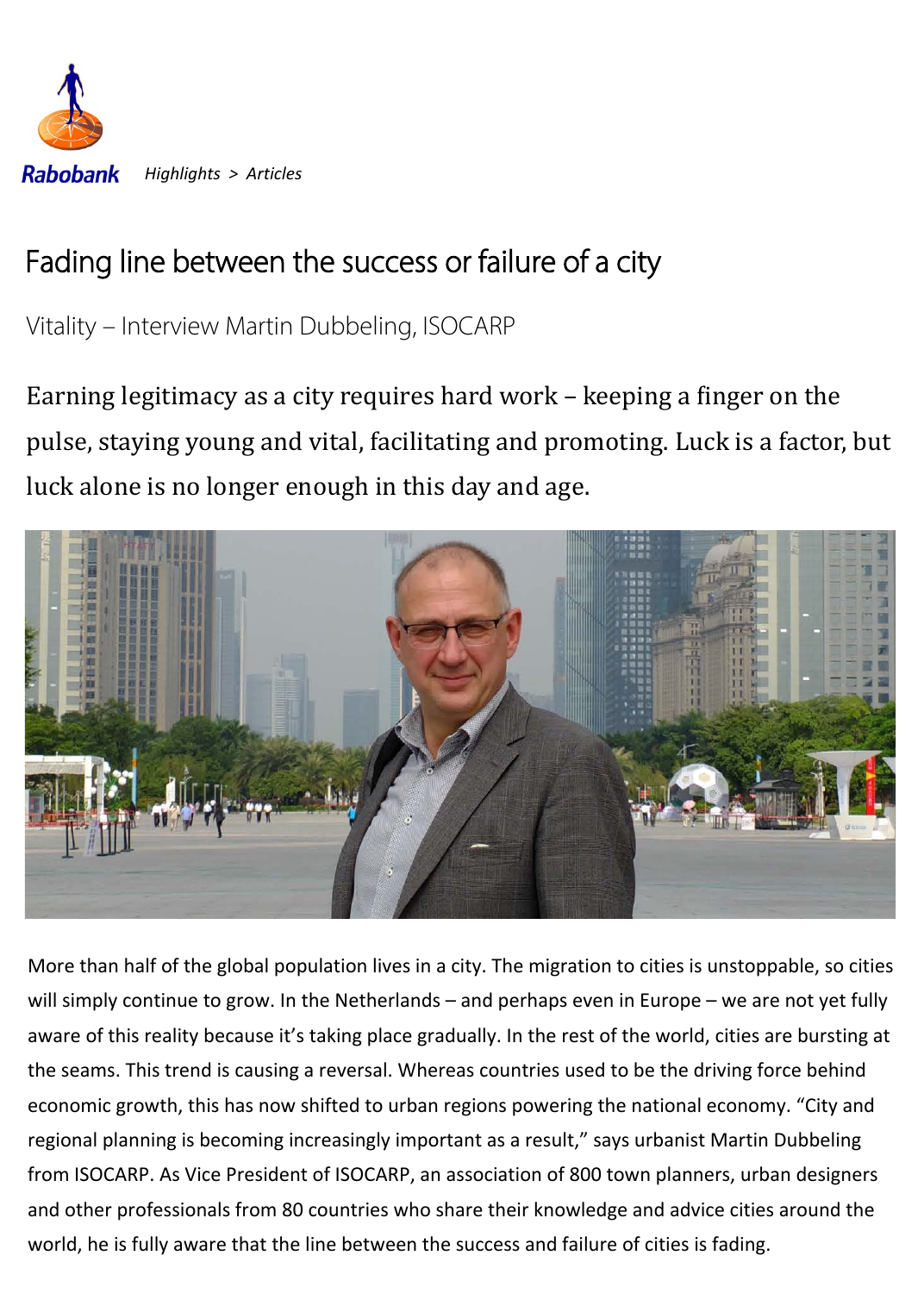Rabobank *Highlights > Articles*

# Fading line between the success or failure of a city

Vitality – Interview Martin Dubbeling, ISOCARP

Earning legitimacy as a city requires hard work – keeping a finger on the pulse, staying young and vital, facilitating and promoting. Luck is a factor, but luck alone is no longer enough in this day and age.

More than half of the global population lives in a city. The migration to cities is unstoppable, so cities will simply continue to grow. In the Netherlands – and perhaps even in Europe – we are not yet fully aware of this reality because it's taking place gradually. In the rest of the world, cities are bursting at the seams. This trend is causing a reversal. Whereas countries used to be the driving force behind economic growth, this has now shifted to urban regions powering the national economy. "City and regional planning is becoming increasingly important as a result," says urbanist Martin Dubbeling from ISOCARP. As Vice President of ISOCARP, an association of 800 town planners, urban designers and other professionals from 80 countries who share their knowledge and advice cities around the world, he is fully aware that the line between the success and failure of cities is fading.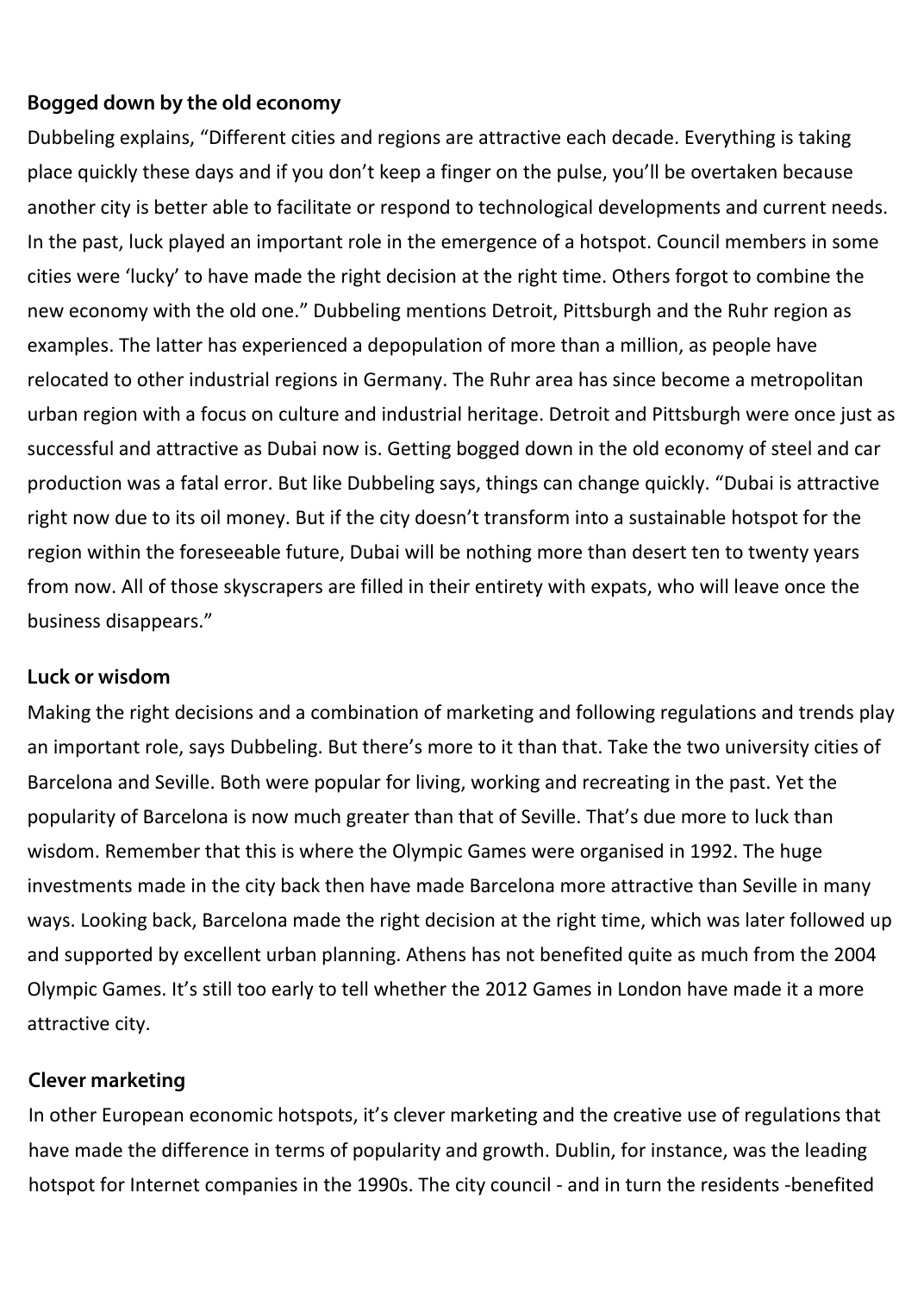### Bogged down by the old economy

Dubbeling explains, "Different cities and regions are attractive each decade. Everything is taking place quickly these days and if you don't keep a finger on the pulse, you'll be overtaken because another city is better able to facilitate or respond to technological developments and current needs. In the past, luck played an important role in the emergence of a hotspot. Council members in some cities were 'lucky' to have made the right decision at the right time. Others forgot to combine the new economy with the old one." Dubbeling mentions Detroit, Pittsburgh and the Ruhr region as examples. The latter has experienced a depopulation of more than a million, as people have relocated to other industrial regions in Germany. The Ruhr area has since become a metropolitan urban region with a focus on culture and industrial heritage. Detroit and Pittsburgh were once just as successful and attractive as Dubai now is. Getting bogged down in the old economy of steel and car production was a fatal error. But like Dubbeling says, things can change quickly. "Dubai is attractive right now due to its oil money. But if the city doesn't transform into a sustainable hotspot for the region within the foreseeable future, Dubai will be nothing more than desert ten to twenty years from now. All of those skyscrapers are filled in their entirety with expats, who will leave once the business disappears."

### Luck or wisdom

Making the right decisions and a combination of marketing and following regulations and trends play an important role, says Dubbeling. But there's more to it than that. Take the two university cities of Barcelona and Seville. Both were popular for living, working and recreating in the past. Yet the popularity of Barcelona is now much greater than that of Seville. That's due more to luck than wisdom. Remember that this is where the Olympic Games were organised in 1992. The huge investments made in the city back then have made Barcelona more attractive than Seville in many ways. Looking back, Barcelona made the right decision at the right time, which was later followed up and supported by excellent urban planning. Athens has not benefited quite as much from the 2004 Olympic Games. It's still too early to tell whether the 2012 Games in London have made it a more attractive city.

### Clever marketing

In other European economic hotspots, it's clever marketing and the creative use of regulations that have made the difference in terms of popularity and growth. Dublin, for instance, was the leading hotspot for Internet companies in the 1990s. The city council - and in turn the residents -benefited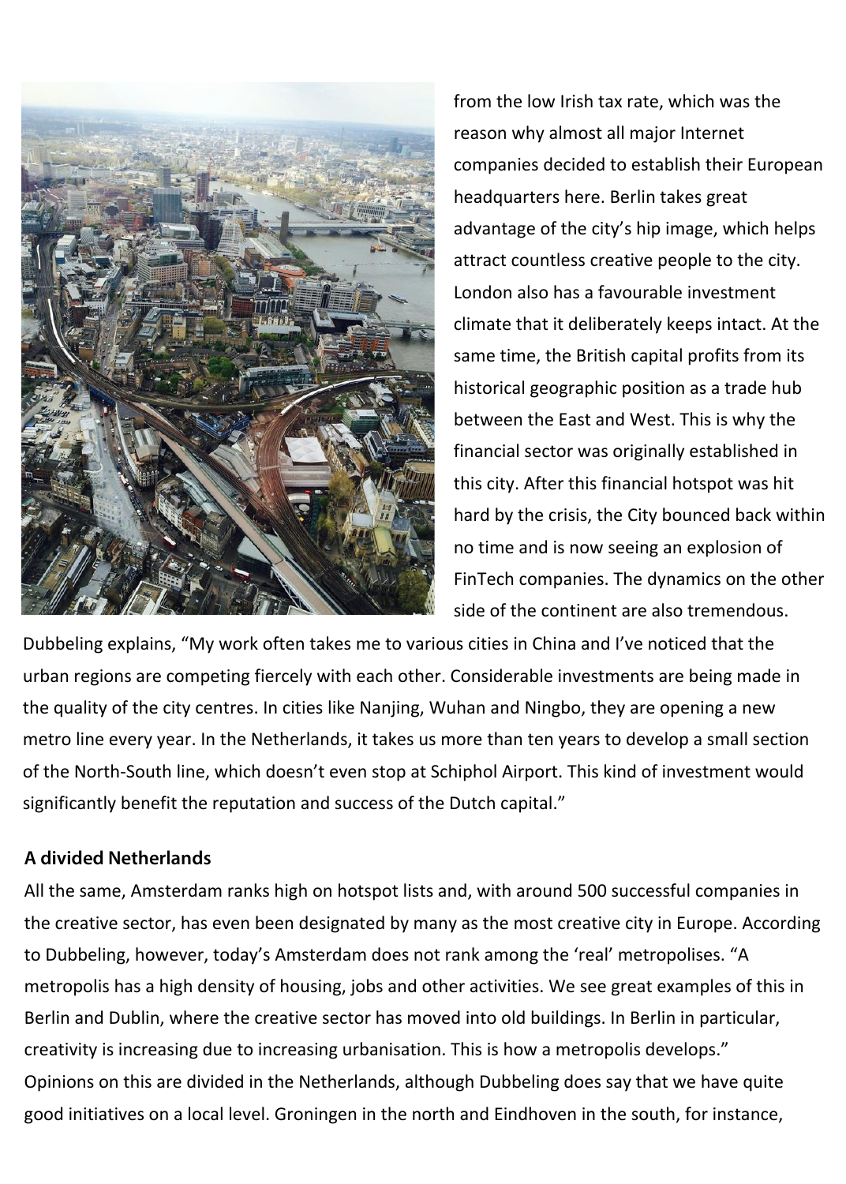from the low Irish tax rate, which was the reason why almost all major Internet companies decided to establish their European headquarters here. Berlin takes great advantage of the city's hip image, which helps attract countless creative people to the city. London also has a favourable investment climate that it deliberately keeps intact. At the same time, the British capital profits from its historical geographic position as a trade hub between the East and West. This is why the financial sector was originally established in this city. After this financial hotspot was hit hard by the crisis, the City bounced back within no time and is now seeing an explosion of FinTech companies. The dynamics on the other side of the continent are also tremendous. Dubbeling explains, "My work often takes me to various cities in China and I've noticed that the urban regions are competing fiercely with each other. Considerable investments are being made in the quality of the city centres. In cities like Nanjing, Wuhan and Ningbo, they are opening a new metro line every year. In the Netherlands, it takes us more than ten years to develop a small section of the North-South line, which doesn't even stop at Schiphol Airport. This kind of investment would significantly benefit the reputation and success of the Dutch capital."

## A divided Netherlands

All the same, Amsterdam ranks high on hotspot lists and, with around 500 successful companies in the creative sector, has even been designated by many as the most creative city in Europe. According to Dubbeling, however, today's Amsterdam does not rank among the 'real' metropolises. "A metropolis has a high density of housing, jobs and other activities. We see great examples of this in Berlin and Dublin, where the creative sector has moved into old buildings. In Berlin in particular, creativity is increasing due to increasing urbanisation. This is how a metropolis develops."
Opinions on this are divided in the Netherlands, although Dubbeling does say that we have quite good initiatives on a local level. Groningen in the north and Eindhoven in the south, for instance,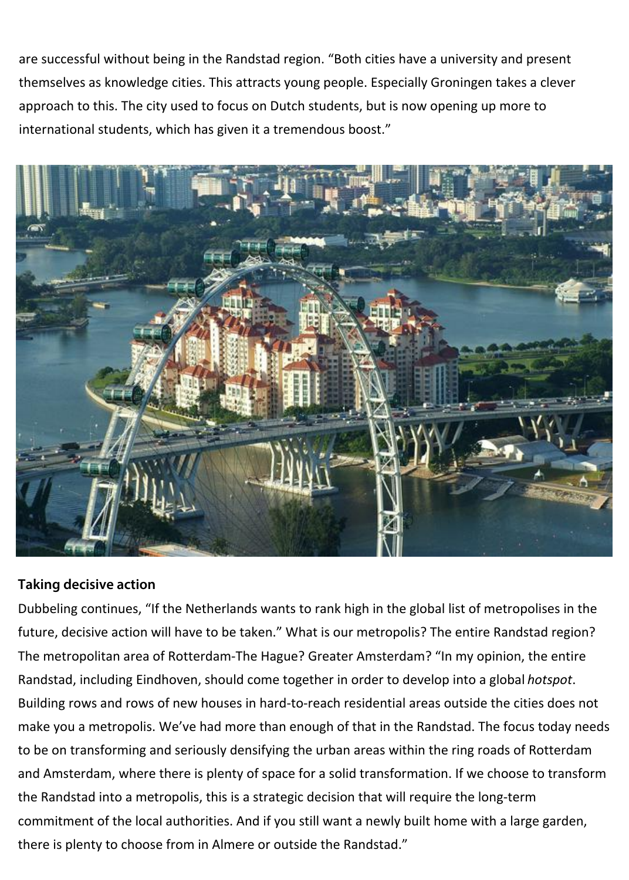are successful without being in the Randstad region. "Both cities have a university and present themselves as knowledge cities. This attracts young people. Especially Groningen takes a clever approach to this. The city used to focus on Dutch students, but is now opening up more to international students, which has given it a tremendous boost."

**Taking decisive action**

Dubbeling continues, "If the Netherlands wants to rank high in the global list of metropolises in the future, decisive action will have to be taken." What is our metropolis? The entire Randstad region? The metropolitan area of Rotterdam-The Hague? Greater Amsterdam? "In my opinion, the entire Randstad, including Eindhoven, should come together in order to develop into a global *hotspot*. Building rows and rows of new houses in hard-to-reach residential areas outside the cities does not make you a metropolis. We've had more than enough of that in the Randstad. The focus today needs to be on transforming and seriously densifying the urban areas within the ring roads of Rotterdam and Amsterdam, where there is plenty of space for a solid transformation. If we choose to transform the Randstad into a metropolis, this is a strategic decision that will require the long-term commitment of the local authorities. And if you still want a newly built home with a large garden, there is plenty to choose from in Almere or outside the Randstad."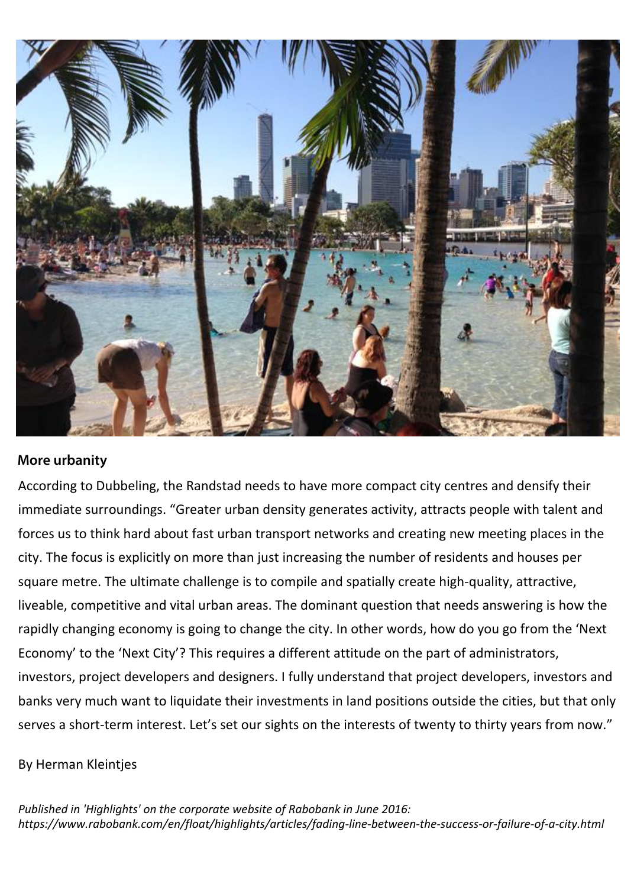## More urbanity

According to Dubbeling, the Randstad needs to have more compact city centres and densify their immediate surroundings. “Greater urban density generates activity, attracts people with talent and forces us to think hard about fast urban transport networks and creating new meeting places in the city. The focus is explicitly on more than just increasing the number of residents and houses per square metre. The ultimate challenge is to compile and spatially create high-quality, attractive, liveable, competitive and vital urban areas. The dominant question that needs answering is how the rapidly changing economy is going to change the city. In other words, how do you go from the ‘Next Economy’ to the ‘Next City’? This requires a different attitude on the part of administrators, investors, project developers and designers. I fully understand that project developers, investors and banks very much want to liquidate their investments in land positions outside the cities, but that only serves a short-term interest. Let’s set our sights on the interests of twenty to thirty years from now.”

By Herman Kleintjes

*Published in 'Highlights' on the corporate website of Rabobank in June 2016: https://www.rabobank.com/en/float/highlights/articles/fading-line-between-the-success-or-failure-of-a-city.html*